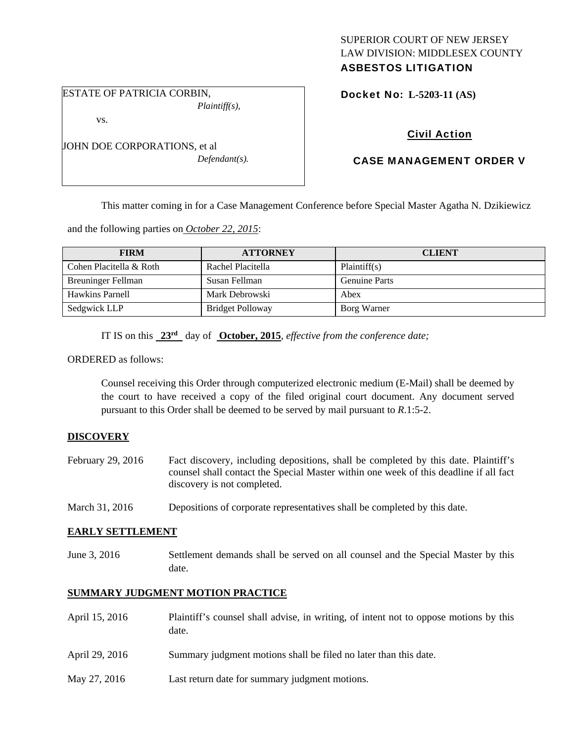SUPERIOR COURT OF NEW JERSEY
LAW DIVISION: MIDDLESEX COUNTY
**ASBESTOS LITIGATION**

ESTATE OF PATRICIA CORBIN,
*Plaintiff(s),*

vs.

JOHN DOE CORPORATIONS, et al
*Defendant(s).*

**Docket No: L-5203-11 (AS)**

**Civil Action**

**CASE MANAGEMENT ORDER V**

This matter coming in for a Case Management Conference before Special Master Agatha N. Dzikiewicz and the following parties on *October 22, 2015*:

| FIRM | ATTORNEY | CLIENT |
|---|---|---|
| Cohen Placitella & Roth | Rachel Placitella | Plaintiff(s) |
| Breuninger Fellman | Susan Fellman | Genuine Parts |
| Hawkins Parnell | Mark Debrowski | Abex |
| Sedgwick LLP | Bridget Polloway | Borg Warner |

IT IS on this **23rd** day of **October, 2015**, *effective from the conference date;*

ORDERED as follows:

Counsel receiving this Order through computerized electronic medium (E-Mail) shall be deemed by the court to have received a copy of the filed original court document. Any document served pursuant to this Order shall be deemed to be served by mail pursuant to *R*.1:5-2.

**DISCOVERY**

February 29, 2016 — Fact discovery, including depositions, shall be completed by this date. Plaintiff's counsel shall contact the Special Master within one week of this deadline if all fact discovery is not completed.

March 31, 2016 — Depositions of corporate representatives shall be completed by this date.

**EARLY SETTLEMENT**

June 3, 2016 — Settlement demands shall be served on all counsel and the Special Master by this date.

**SUMMARY JUDGMENT MOTION PRACTICE**

April 15, 2016 — Plaintiff's counsel shall advise, in writing, of intent not to oppose motions by this date.

April 29, 2016 — Summary judgment motions shall be filed no later than this date.

May 27, 2016 — Last return date for summary judgment motions.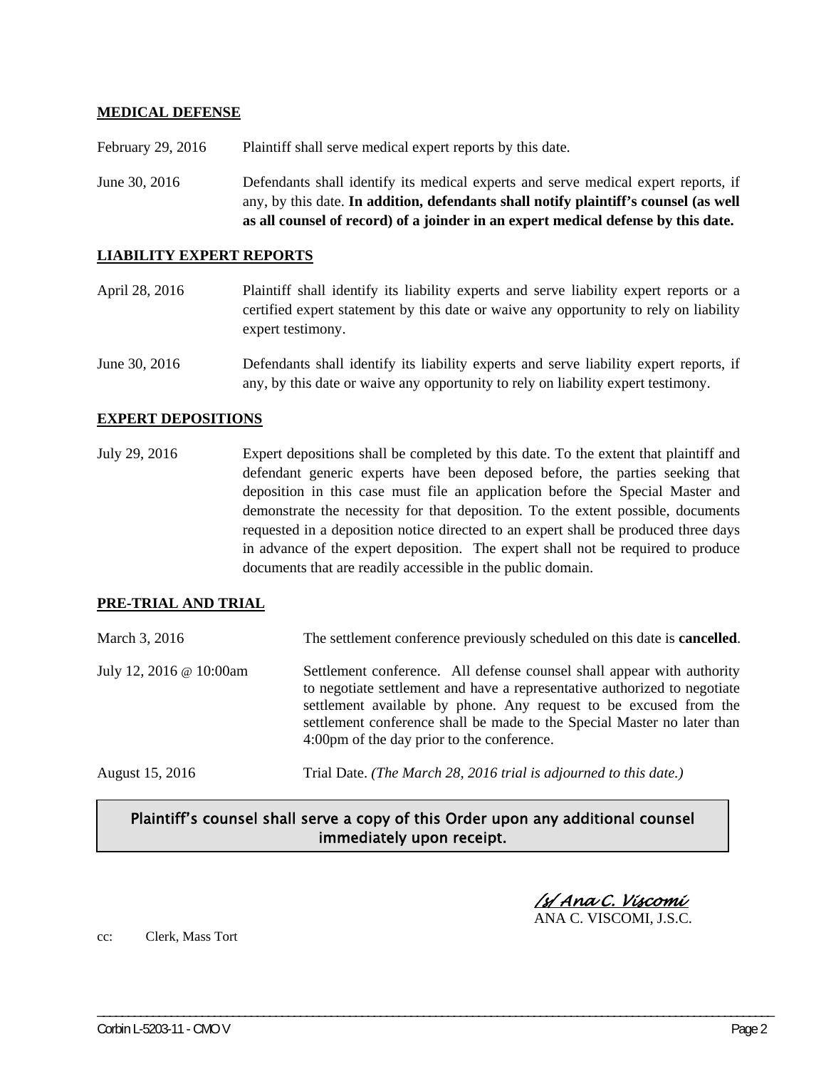**MEDICAL DEFENSE**

| | |
|---|---|
| February 29, 2016 | Plaintiff shall serve medical expert reports by this date. |
| June 30, 2016 | Defendants shall identify its medical experts and serve medical expert reports, if any, by this date. **In addition, defendants shall notify plaintiff's counsel (as well as all counsel of record) of a joinder in an expert medical defense by this date.** |

**LIABILITY EXPERT REPORTS**

| | |
|---|---|
| April 28, 2016 | Plaintiff shall identify its liability experts and serve liability expert reports or a certified expert statement by this date or waive any opportunity to rely on liability expert testimony. |
| June 30, 2016 | Defendants shall identify its liability experts and serve liability expert reports, if any, by this date or waive any opportunity to rely on liability expert testimony. |

**EXPERT DEPOSITIONS**

| | |
|---|---|
| July 29, 2016 | Expert depositions shall be completed by this date. To the extent that plaintiff and defendant generic experts have been deposed before, the parties seeking that deposition in this case must file an application before the Special Master and demonstrate the necessity for that deposition. To the extent possible, documents requested in a deposition notice directed to an expert shall be produced three days in advance of the expert deposition. The expert shall not be required to produce documents that are readily accessible in the public domain. |

**PRE-TRIAL AND TRIAL**

| | |
|---|---|
| March 3, 2016 | The settlement conference previously scheduled on this date is **cancelled**. |
| July 12, 2016 @ 10:00am | Settlement conference. All defense counsel shall appear with authority to negotiate settlement and have a representative authorized to negotiate settlement available by phone. Any request to be excused from the settlement conference shall be made to the Special Master no later than 4:00pm of the day prior to the conference. |
| August 15, 2016 | Trial Date. *(The March 28, 2016 trial is adjourned to this date.)* |

**Plaintiff's counsel shall serve a copy of this Order upon any additional counsel immediately upon receipt.**

*/s/ Ana C. Viscomi*
ANA C. VISCOMI, J.S.C.

cc: Clerk, Mass Tort

Corbin L-5203-11 - CMO V